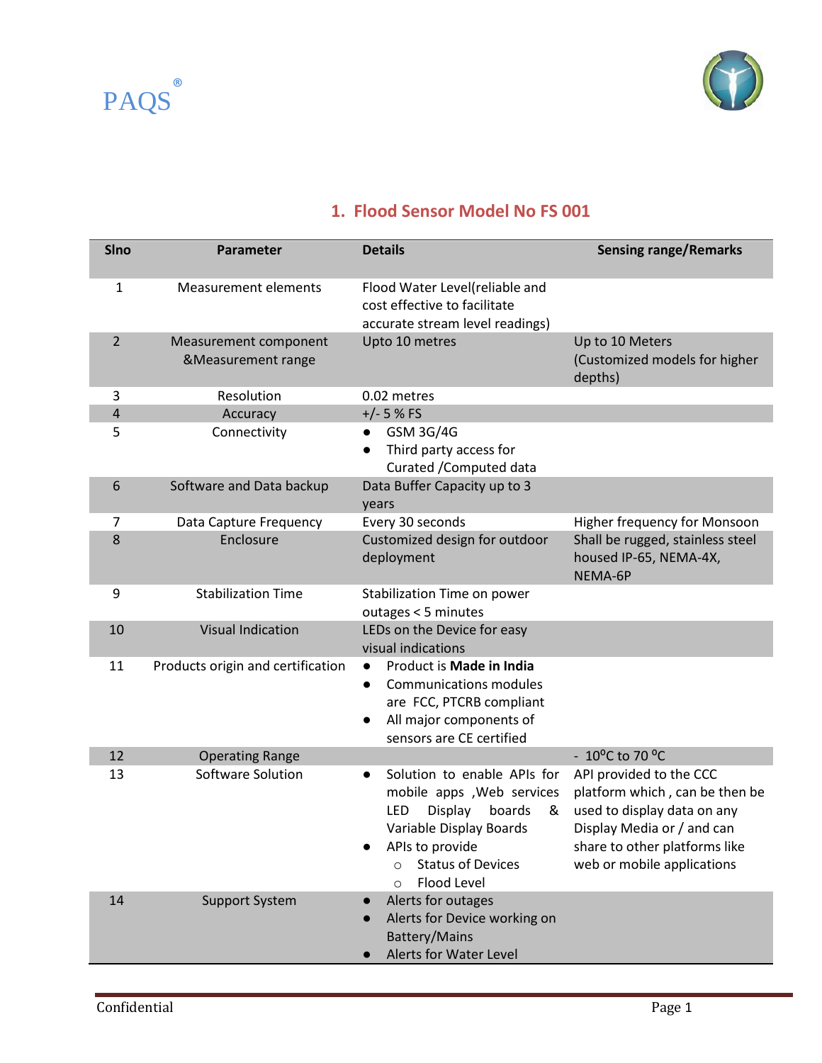PAQS®

## 1. Flood Sensor Model No FS 001

| Slno | Parameter | Details | Sensing range/Remarks |
|---|---|---|---|
| 1 | Measurement elements | Flood Water Level(reliable and cost effective to facilitate accurate stream level readings) | |
| 2 | Measurement component &Measurement range | Upto 10 metres | Up to 10 Meters (Customized models for higher depths) |
| 3 | Resolution | 0.02 metres | |
| 4 | Accuracy | +/- 5 % FS | |
| 5 | Connectivity | • GSM 3G/4G<br>• Third party access for Curated /Computed data | |
| 6 | Software and Data backup | Data Buffer Capacity up to 3 years | |
| 7 | Data Capture Frequency | Every 30 seconds | Higher frequency for Monsoon |
| 8 | Enclosure | Customized design for outdoor deployment | Shall be rugged, stainless steel housed IP-65, NEMA-4X, NEMA-6P |
| 9 | Stabilization Time | Stabilization Time on power outages < 5 minutes | |
| 10 | Visual Indication | LEDs on the Device for easy visual indications | |
| 11 | Products origin and certification | • Product is **Made in India**<br>• Communications modules are FCC, PTCRB compliant<br>• All major components of sensors are CE certified | |
| 12 | Operating Range | | - 10$^{0}$C to 70 $^{0}$C |
| 13 | Software Solution | • Solution to enable APIs for mobile apps ,Web services LED Display boards & Variable Display Boards<br>• APIs to provide<br>○ Status of Devices<br>○ Flood Level | API provided to the CCC platform which , can be then be used to display data on any Display Media or / and can share to other platforms like web or mobile applications |
| 14 | Support System | • Alerts for outages<br>• Alerts for Device working on Battery/Mains<br>• Alerts for Water Level | |

Confidential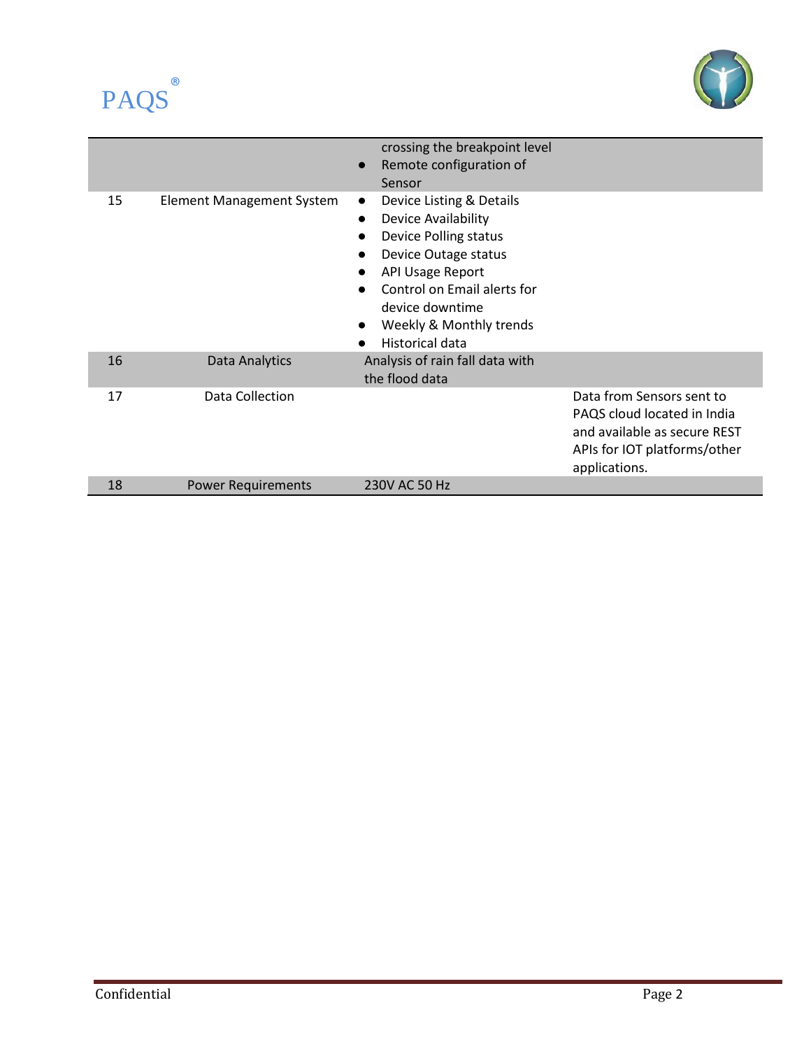| | | | |
|---|---|---|---|
| | | crossing the breakpoint level<br>● Remote configuration of Sensor | |
| 15 | Element Management System | ● Device Listing & Details<br>● Device Availability<br>● Device Polling status<br>● Device Outage status<br>● API Usage Report<br>● Control on Email alerts for device downtime<br>● Weekly & Monthly trends<br>● Historical data | |
| 16 | Data Analytics | Analysis of rain fall data with the flood data | |
| 17 | Data Collection | | Data from Sensors sent to PAQS cloud located in India and available as secure REST APIs for IOT platforms/other applications. |
| 18 | Power Requirements | 230V AC 50 Hz | |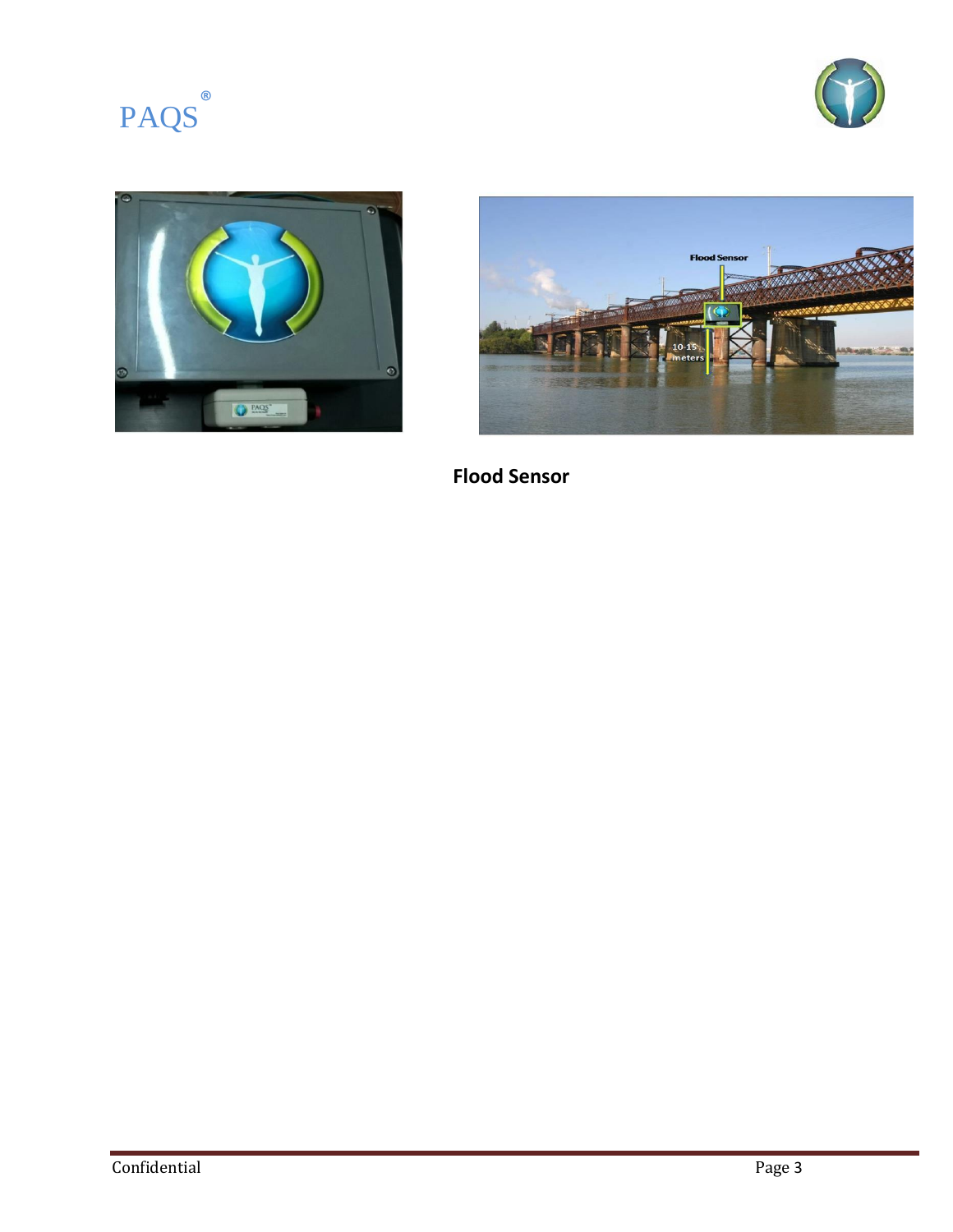**Flood Sensor**